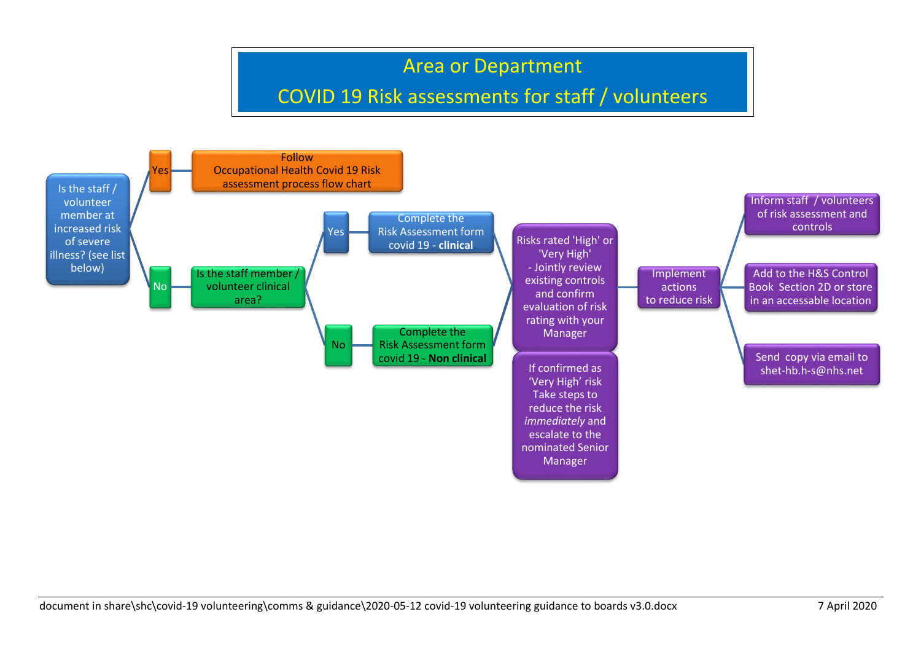# Area or Department

# COVID 19 Risk assessments for staff / volunteers

- **Is the staff / volunteer member at increased risk of severe illness? (see list below)**
  - **Yes** → Follow Occupational Health Covid 19 Risk assessment process flow chart
  - **No** → **Is the staff member / volunteer clinical area?**
    - **Yes** → Complete the Risk Assessment form covid 19 - **clinical**
    - **No** → Complete the Risk Assessment form covid 19 - **Non clinical**

Both routes lead to:

- Risks rated 'High' or 'Very High' - Jointly review existing controls and confirm evaluation of risk rating with your Manager
- If confirmed as 'Very High' risk Take steps to reduce the risk *immediately* and escalate to the nominated Senior Manager

→ **Implement actions to reduce risk**, then:

- Inform staff / volunteers of risk assessment and controls
- Add to the H&S Control Book Section 2D or store in an accessable location
- Send copy via email to shet-hb.h-s@nhs.net

document in share\shc\covid-19 volunteering\comms & guidance\2020-05-12 covid-19 volunteering guidance to boards v3.0.docx 7 April 2020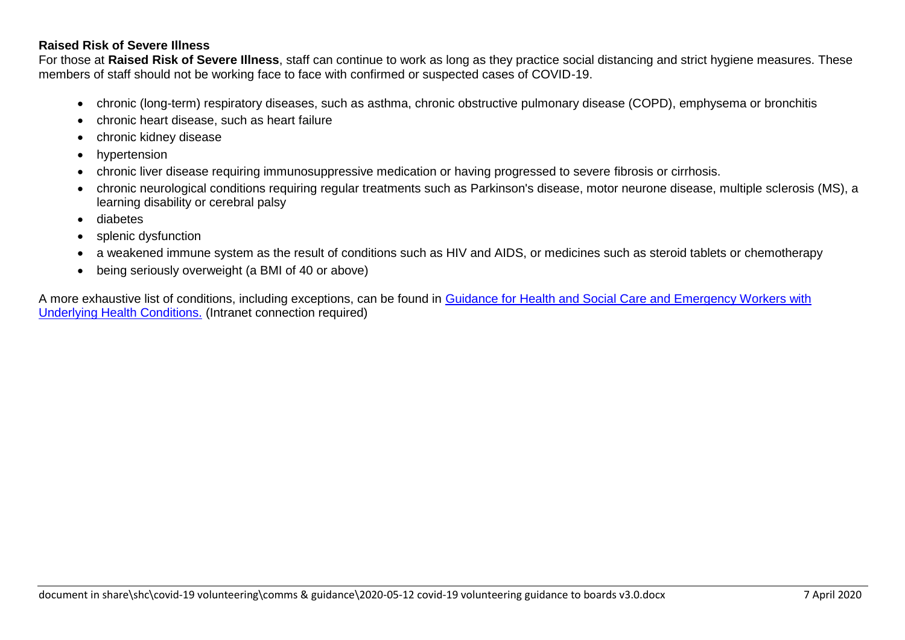**Raised Risk of Severe Illness**

For those at **Raised Risk of Severe Illness**, staff can continue to work as long as they practice social distancing and strict hygiene measures. These members of staff should not be working face to face with confirmed or suspected cases of COVID-19.

- chronic (long-term) respiratory diseases, such as asthma, chronic obstructive pulmonary disease (COPD), emphysema or bronchitis
- chronic heart disease, such as heart failure
- chronic kidney disease
- hypertension
- chronic liver disease requiring immunosuppressive medication or having progressed to severe fibrosis or cirrhosis.
- chronic neurological conditions requiring regular treatments such as Parkinson's disease, motor neurone disease, multiple sclerosis (MS), a learning disability or cerebral palsy
- diabetes
- splenic dysfunction
- a weakened immune system as the result of conditions such as HIV and AIDS, or medicines such as steroid tablets or chemotherapy
- being seriously overweight (a BMI of 40 or above)

A more exhaustive list of conditions, including exceptions, can be found in [Guidance for Health and Social Care and Emergency Workers with Underlying Health Conditions.] (Intranet connection required)